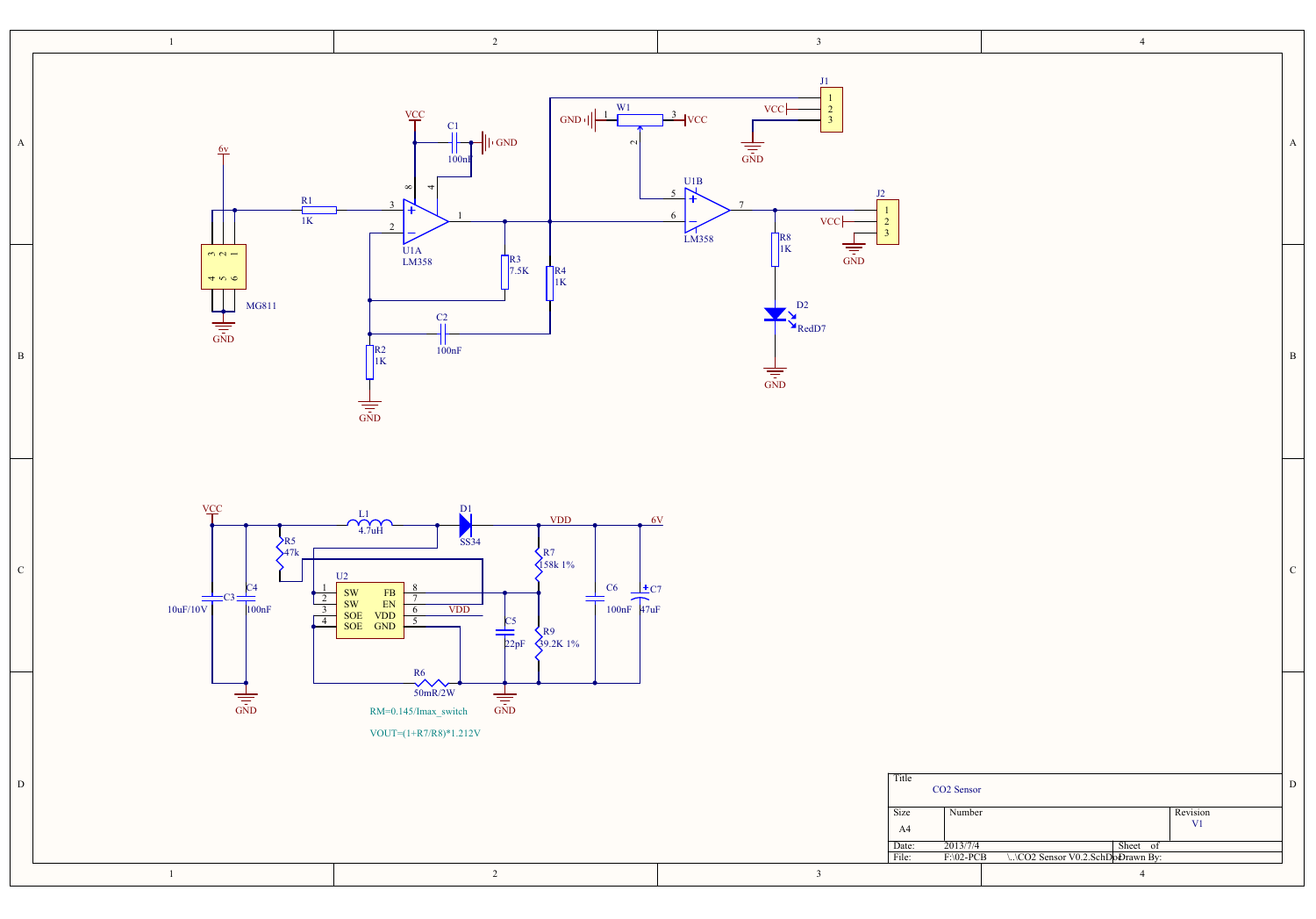RM=0.145/Imax_switch

VOUT=(1+R7/R8)*1.212V

| Title | CO2 Sensor | | |
|---|---|---|---|
| Size | Number | | Revision |
| A4 | | | V1 |
| Date: | 2013/7/4 | Sheet of | |
| File: | F:\02-PCB \..\CO2 Sensor V0.2.SchDoc | Drawn By: | |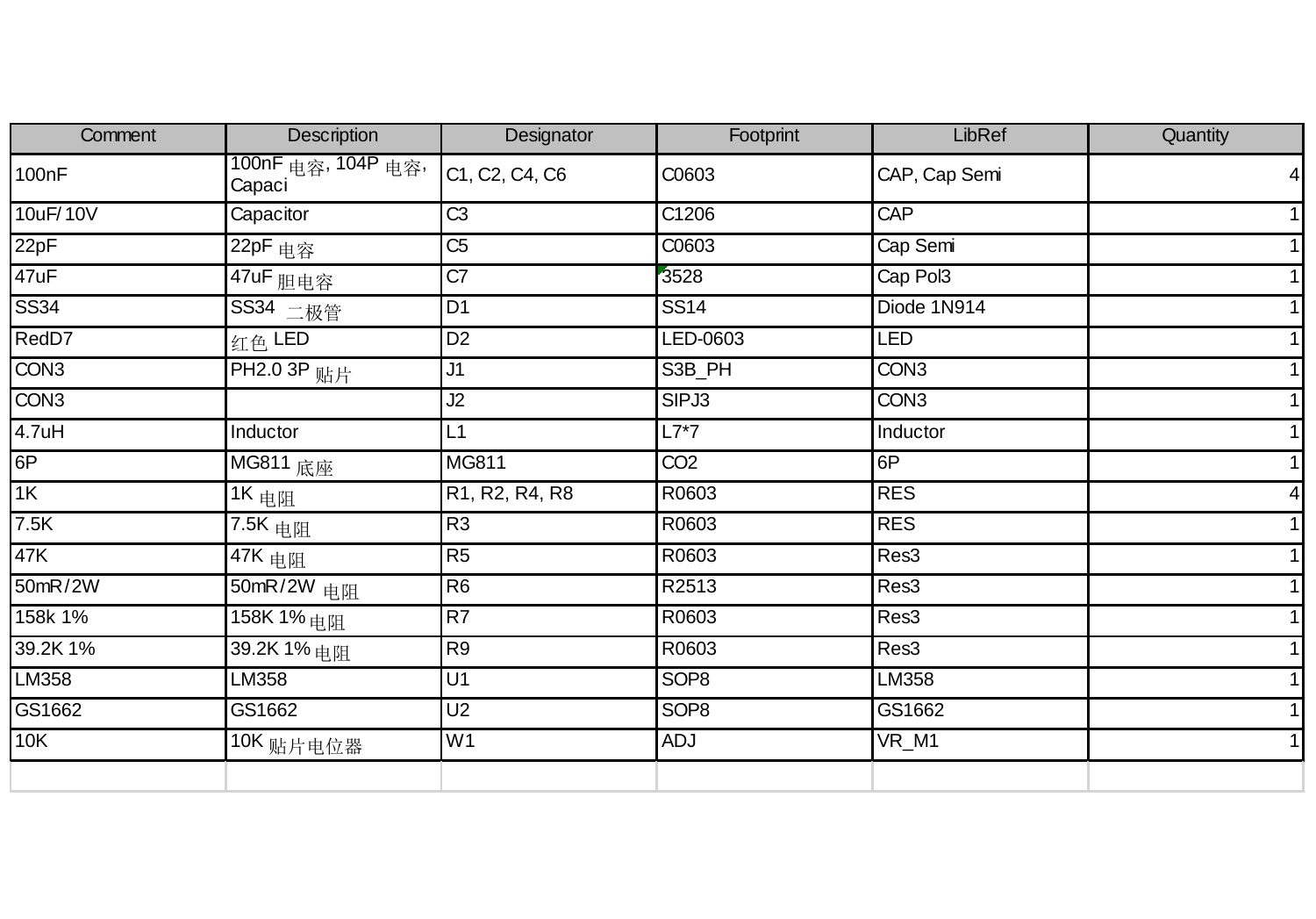| Comment | Description | Designator | Footprint | LibRef | Quantity |
|---|---|---|---|---|---|
| 100nF | 100nF 电容, 104P 电容, Capaci | C1, C2, C4, C6 | C0603 | CAP, Cap Semi | 4 |
| 10uF/10V | Capacitor | C3 | C1206 | CAP | 1 |
| 22pF | 22pF 电容 | C5 | C0603 | Cap Semi | 1 |
| 47uF | 47uF 胆电容 | C7 | 3528 | Cap Pol3 | 1 |
| SS34 | SS34 二极管 | D1 | SS14 | Diode 1N914 | 1 |
| RedD7 | 红色 LED | D2 | LED-0603 | LED | 1 |
| CON3 | PH2.0 3P 贴片 | J1 | S3B_PH | CON3 | 1 |
| CON3 | | J2 | SIPJ3 | CON3 | 1 |
| 4.7uH | Inductor | L1 | L7*7 | Inductor | 1 |
| 6P | MG811 底座 | MG811 | CO2 | 6P | 1 |
| 1K | 1K 电阻 | R1, R2, R4, R8 | R0603 | RES | 4 |
| 7.5K | 7.5K 电阻 | R3 | R0603 | RES | 1 |
| 47K | 47K 电阻 | R5 | R0603 | Res3 | 1 |
| 50mR/2W | 50mR/2W 电阻 | R6 | R2513 | Res3 | 1 |
| 158k 1% | 158K 1% 电阻 | R7 | R0603 | Res3 | 1 |
| 39.2K 1% | 39.2K 1% 电阻 | R9 | R0603 | Res3 | 1 |
| LM358 | LM358 | U1 | SOP8 | LM358 | 1 |
| GS1662 | GS1662 | U2 | SOP8 | GS1662 | 1 |
| 10K | 10K 贴片电位器 | W1 | ADJ | VR_M1 | 1 |